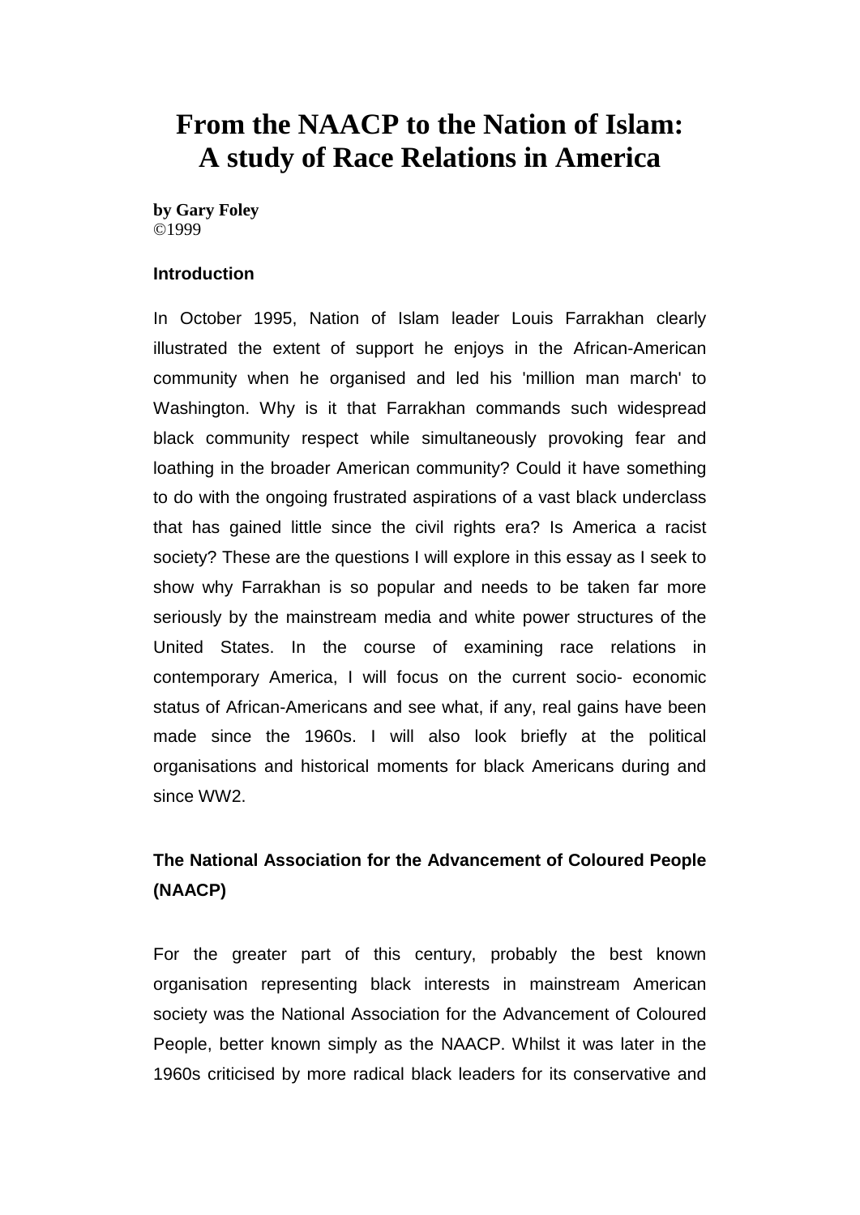# From the NAACP to the Nation of Islam: A study of Race Relations in America

**by Gary Foley**
©1999

**Introduction**

In October 1995, Nation of Islam leader Louis Farrakhan clearly illustrated the extent of support he enjoys in the African-American community when he organised and led his 'million man march' to Washington. Why is it that Farrakhan commands such widespread black community respect while simultaneously provoking fear and loathing in the broader American community? Could it have something to do with the ongoing frustrated aspirations of a vast black underclass that has gained little since the civil rights era? Is America a racist society? These are the questions I will explore in this essay as I seek to show why Farrakhan is so popular and needs to be taken far more seriously by the mainstream media and white power structures of the United States. In the course of examining race relations in contemporary America, I will focus on the current socio- economic status of African-Americans and see what, if any, real gains have been made since the 1960s. I will also look briefly at the political organisations and historical moments for black Americans during and since WW2.

**The National Association for the Advancement of Coloured People (NAACP)**

For the greater part of this century, probably the best known organisation representing black interests in mainstream American society was the National Association for the Advancement of Coloured People, better known simply as the NAACP. Whilst it was later in the 1960s criticised by more radical black leaders for its conservative and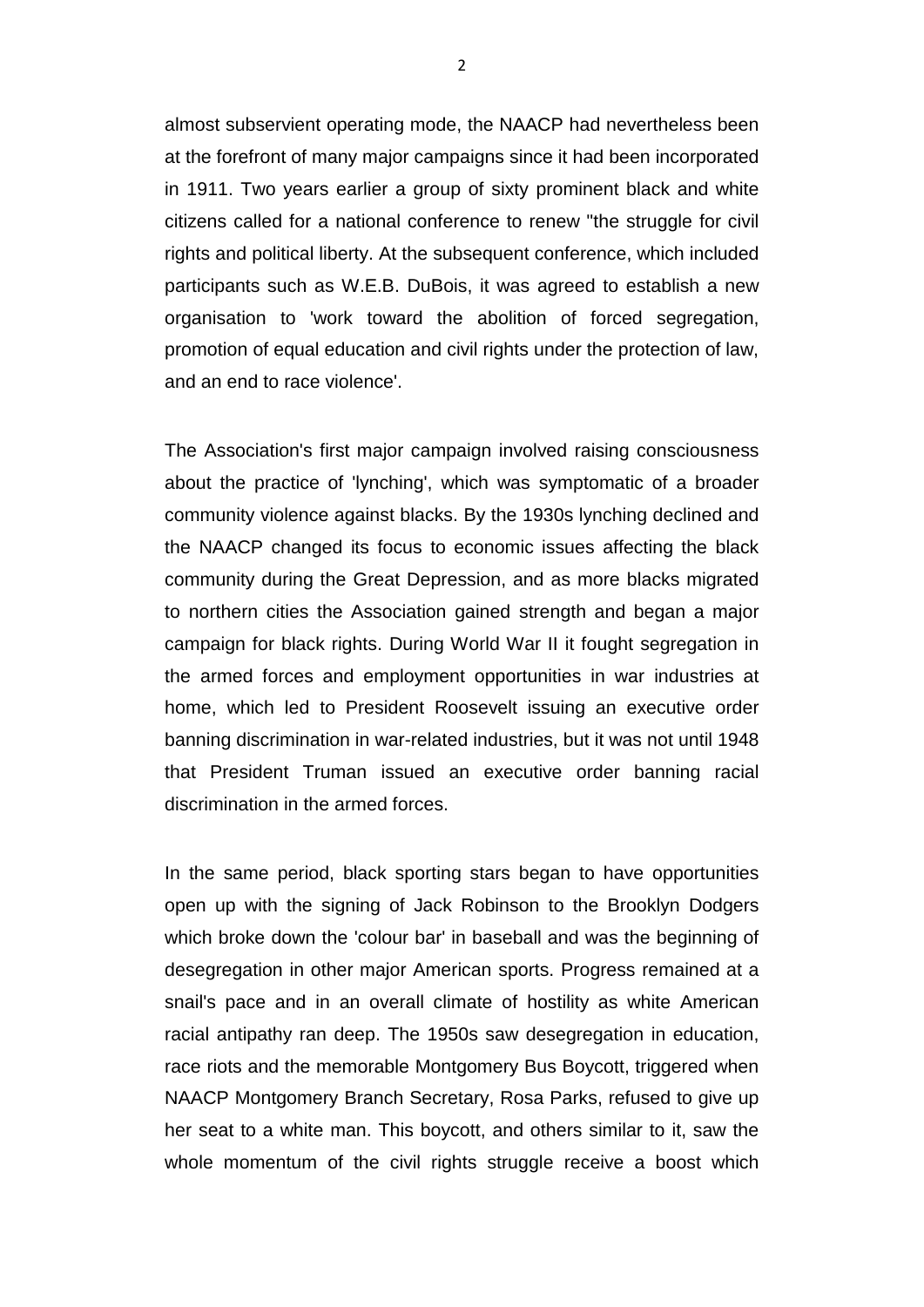almost subservient operating mode, the NAACP had nevertheless been at the forefront of many major campaigns since it had been incorporated in 1911. Two years earlier a group of sixty prominent black and white citizens called for a national conference to renew "the struggle for civil rights and political liberty. At the subsequent conference, which included participants such as W.E.B. DuBois, it was agreed to establish a new organisation to 'work toward the abolition of forced segregation, promotion of equal education and civil rights under the protection of law, and an end to race violence'.

The Association's first major campaign involved raising consciousness about the practice of 'lynching', which was symptomatic of a broader community violence against blacks. By the 1930s lynching declined and the NAACP changed its focus to economic issues affecting the black community during the Great Depression, and as more blacks migrated to northern cities the Association gained strength and began a major campaign for black rights. During World War II it fought segregation in the armed forces and employment opportunities in war industries at home, which led to President Roosevelt issuing an executive order banning discrimination in war-related industries, but it was not until 1948 that President Truman issued an executive order banning racial discrimination in the armed forces.

In the same period, black sporting stars began to have opportunities open up with the signing of Jack Robinson to the Brooklyn Dodgers which broke down the 'colour bar' in baseball and was the beginning of desegregation in other major American sports. Progress remained at a snail's pace and in an overall climate of hostility as white American racial antipathy ran deep. The 1950s saw desegregation in education, race riots and the memorable Montgomery Bus Boycott, triggered when NAACP Montgomery Branch Secretary, Rosa Parks, refused to give up her seat to a white man. This boycott, and others similar to it, saw the whole momentum of the civil rights struggle receive a boost which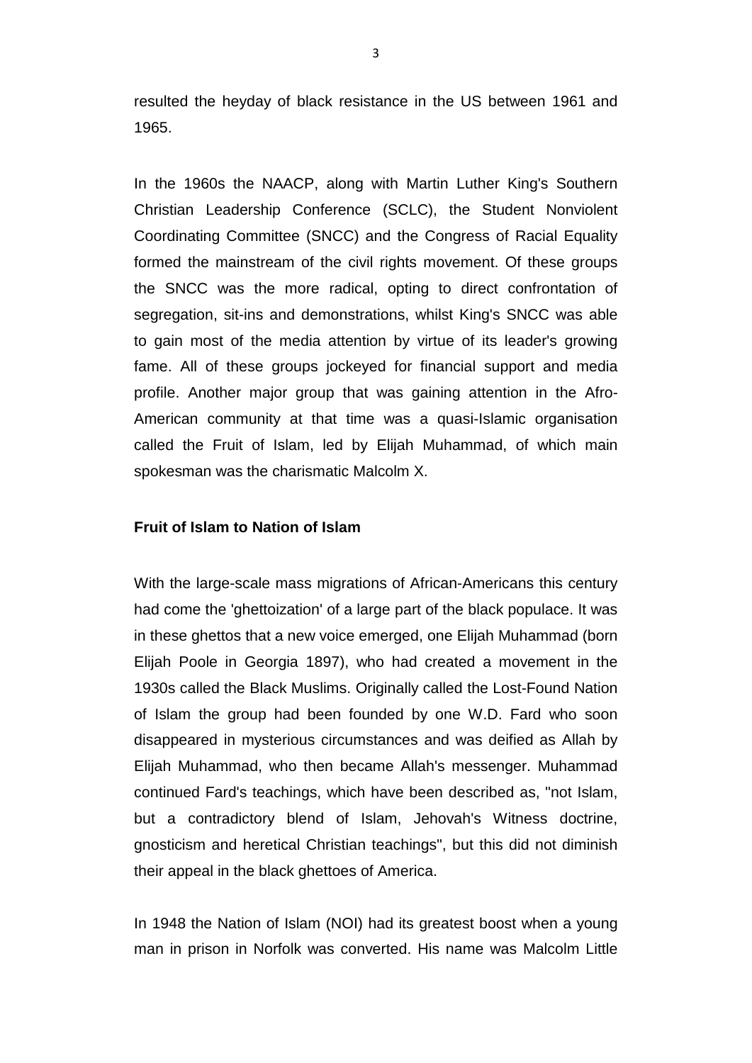resulted the heyday of black resistance in the US between 1961 and 1965.

In the 1960s the NAACP, along with Martin Luther King's Southern Christian Leadership Conference (SCLC), the Student Nonviolent Coordinating Committee (SNCC) and the Congress of Racial Equality formed the mainstream of the civil rights movement. Of these groups the SNCC was the more radical, opting to direct confrontation of segregation, sit-ins and demonstrations, whilst King's SNCC was able to gain most of the media attention by virtue of its leader's growing fame. All of these groups jockeyed for financial support and media profile. Another major group that was gaining attention in the Afro-American community at that time was a quasi-Islamic organisation called the Fruit of Islam, led by Elijah Muhammad, of which main spokesman was the charismatic Malcolm X.

**Fruit of Islam to Nation of Islam**

With the large-scale mass migrations of African-Americans this century had come the 'ghettoization' of a large part of the black populace. It was in these ghettos that a new voice emerged, one Elijah Muhammad (born Elijah Poole in Georgia 1897), who had created a movement in the 1930s called the Black Muslims. Originally called the Lost-Found Nation of Islam the group had been founded by one W.D. Fard who soon disappeared in mysterious circumstances and was deified as Allah by Elijah Muhammad, who then became Allah's messenger. Muhammad continued Fard's teachings, which have been described as, "not Islam, but a contradictory blend of Islam, Jehovah's Witness doctrine, gnosticism and heretical Christian teachings", but this did not diminish their appeal in the black ghettoes of America.

In 1948 the Nation of Islam (NOI) had its greatest boost when a young man in prison in Norfolk was converted. His name was Malcolm Little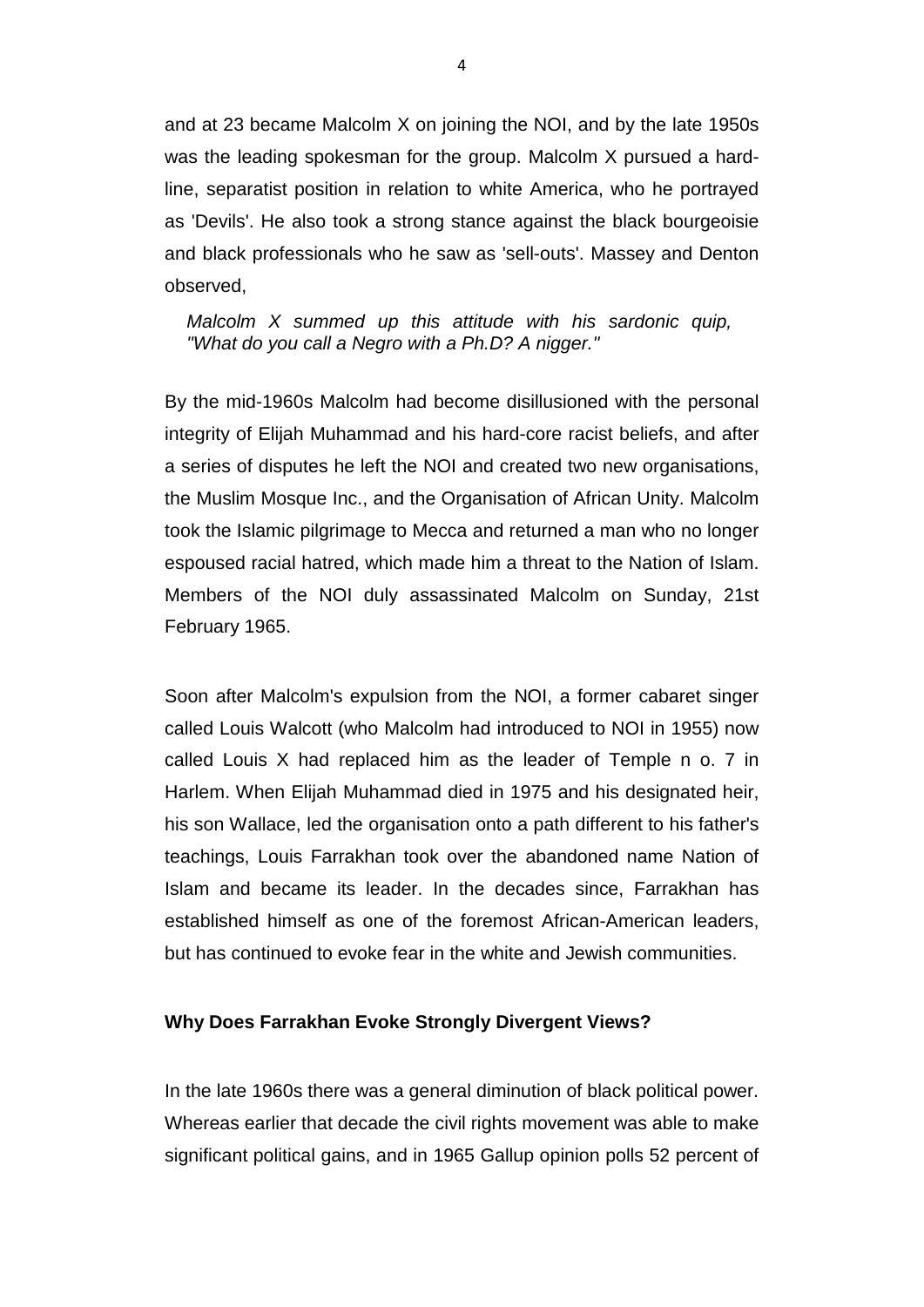and at 23 became Malcolm X on joining the NOI, and by the late 1950s was the leading spokesman for the group. Malcolm X pursued a hard-line, separatist position in relation to white America, who he portrayed as 'Devils'. He also took a strong stance against the black bourgeoisie and black professionals who he saw as 'sell-outs'. Massey and Denton observed,

> *Malcolm X summed up this attitude with his sardonic quip, "What do you call a Negro with a Ph.D? A nigger."*

By the mid-1960s Malcolm had become disillusioned with the personal integrity of Elijah Muhammad and his hard-core racist beliefs, and after a series of disputes he left the NOI and created two new organisations, the Muslim Mosque Inc., and the Organisation of African Unity. Malcolm took the Islamic pilgrimage to Mecca and returned a man who no longer espoused racial hatred, which made him a threat to the Nation of Islam. Members of the NOI duly assassinated Malcolm on Sunday, 21st February 1965.

Soon after Malcolm's expulsion from the NOI, a former cabaret singer called Louis Walcott (who Malcolm had introduced to NOI in 1955) now called Louis X had replaced him as the leader of Temple n o. 7 in Harlem. When Elijah Muhammad died in 1975 and his designated heir, his son Wallace, led the organisation onto a path different to his father's teachings, Louis Farrakhan took over the abandoned name Nation of Islam and became its leader. In the decades since, Farrakhan has established himself as one of the foremost African-American leaders, but has continued to evoke fear in the white and Jewish communities.

**Why Does Farrakhan Evoke Strongly Divergent Views?**

In the late 1960s there was a general diminution of black political power. Whereas earlier that decade the civil rights movement was able to make significant political gains, and in 1965 Gallup opinion polls 52 percent of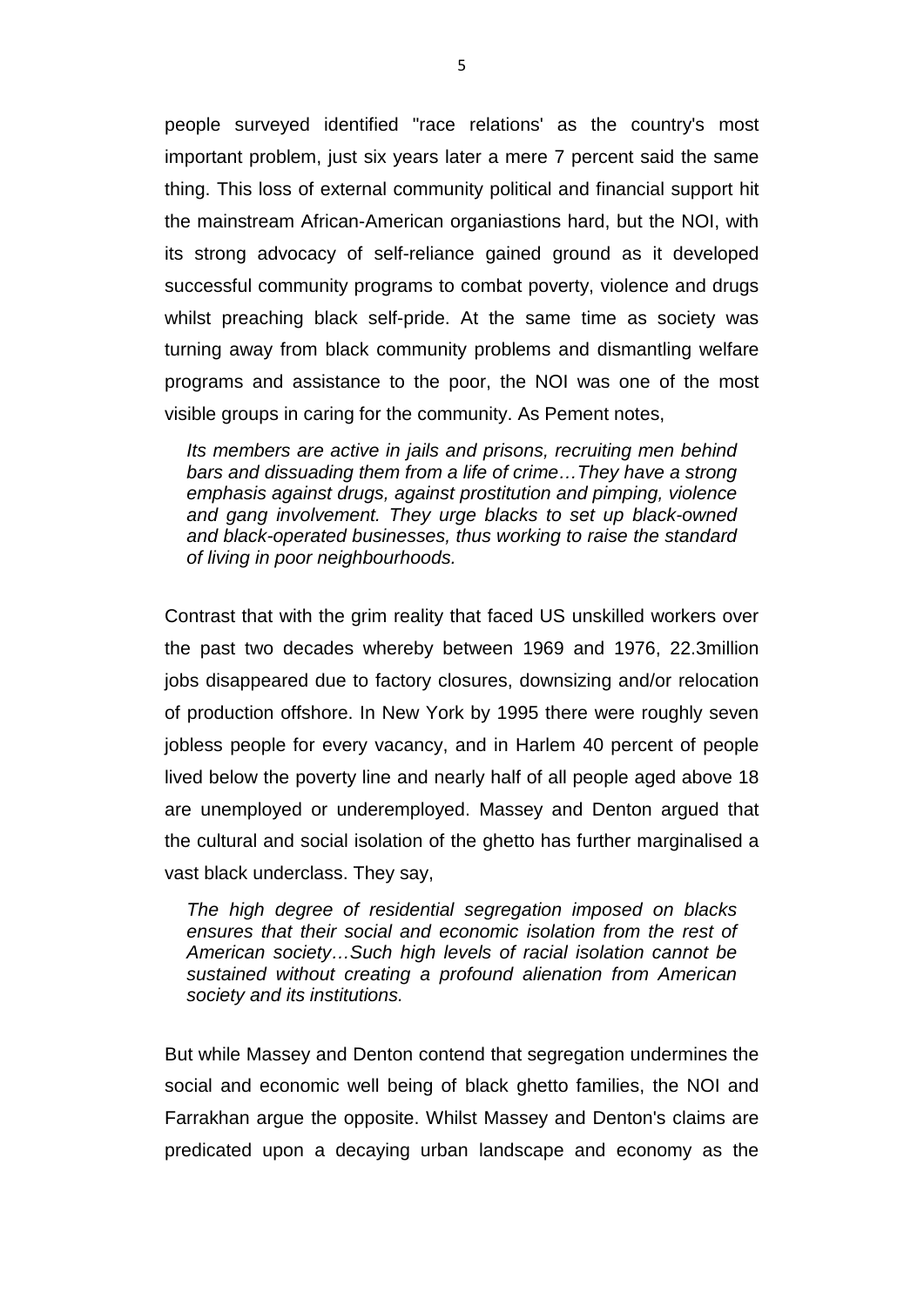people surveyed identified "race relations' as the country's most important problem, just six years later a mere 7 percent said the same thing. This loss of external community political and financial support hit the mainstream African-American organiastions hard, but the NOI, with its strong advocacy of self-reliance gained ground as it developed successful community programs to combat poverty, violence and drugs whilst preaching black self-pride. At the same time as society was turning away from black community problems and dismantling welfare programs and assistance to the poor, the NOI was one of the most visible groups in caring for the community. As Pement notes,

> *Its members are active in jails and prisons, recruiting men behind bars and dissuading them from a life of crime…They have a strong emphasis against drugs, against prostitution and pimping, violence and gang involvement. They urge blacks to set up black-owned and black-operated businesses, thus working to raise the standard of living in poor neighbourhoods.*

Contrast that with the grim reality that faced US unskilled workers over the past two decades whereby between 1969 and 1976, 22.3million jobs disappeared due to factory closures, downsizing and/or relocation of production offshore. In New York by 1995 there were roughly seven jobless people for every vacancy, and in Harlem 40 percent of people lived below the poverty line and nearly half of all people aged above 18 are unemployed or underemployed. Massey and Denton argued that the cultural and social isolation of the ghetto has further marginalised a vast black underclass. They say,

> *The high degree of residential segregation imposed on blacks ensures that their social and economic isolation from the rest of American society…Such high levels of racial isolation cannot be sustained without creating a profound alienation from American society and its institutions.*

But while Massey and Denton contend that segregation undermines the social and economic well being of black ghetto families, the NOI and Farrakhan argue the opposite. Whilst Massey and Denton's claims are predicated upon a decaying urban landscape and economy as the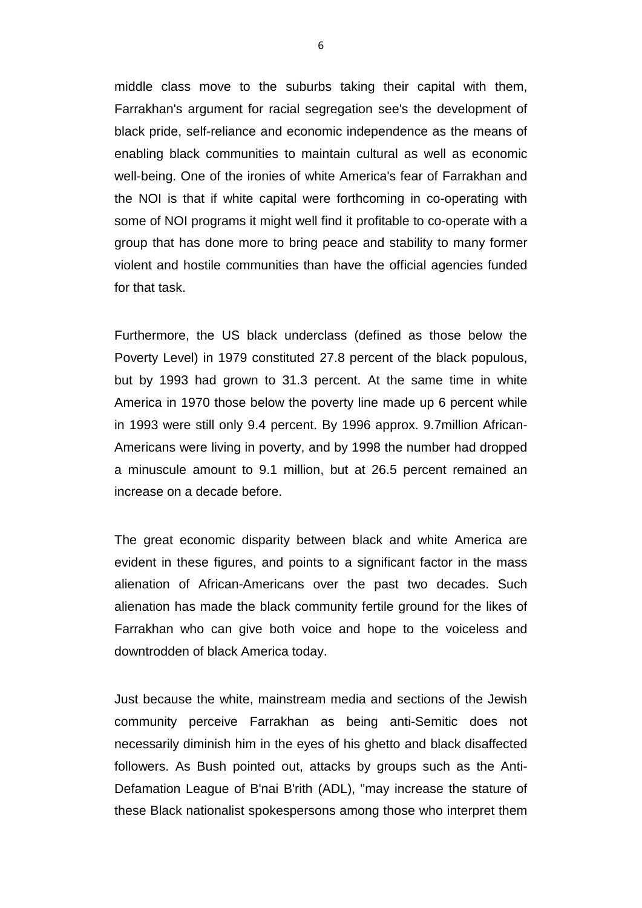middle class move to the suburbs taking their capital with them, Farrakhan's argument for racial segregation see's the development of black pride, self-reliance and economic independence as the means of enabling black communities to maintain cultural as well as economic well-being. One of the ironies of white America's fear of Farrakhan and the NOI is that if white capital were forthcoming in co-operating with some of NOI programs it might well find it profitable to co-operate with a group that has done more to bring peace and stability to many former violent and hostile communities than have the official agencies funded for that task.

Furthermore, the US black underclass (defined as those below the Poverty Level) in 1979 constituted 27.8 percent of the black populous, but by 1993 had grown to 31.3 percent. At the same time in white America in 1970 those below the poverty line made up 6 percent while in 1993 were still only 9.4 percent. By 1996 approx. 9.7million African-Americans were living in poverty, and by 1998 the number had dropped a minuscule amount to 9.1 million, but at 26.5 percent remained an increase on a decade before.

The great economic disparity between black and white America are evident in these figures, and points to a significant factor in the mass alienation of African-Americans over the past two decades. Such alienation has made the black community fertile ground for the likes of Farrakhan who can give both voice and hope to the voiceless and downtrodden of black America today.

Just because the white, mainstream media and sections of the Jewish community perceive Farrakhan as being anti-Semitic does not necessarily diminish him in the eyes of his ghetto and black disaffected followers. As Bush pointed out, attacks by groups such as the Anti-Defamation League of B'nai B'rith (ADL), "may increase the stature of these Black nationalist spokespersons among those who interpret them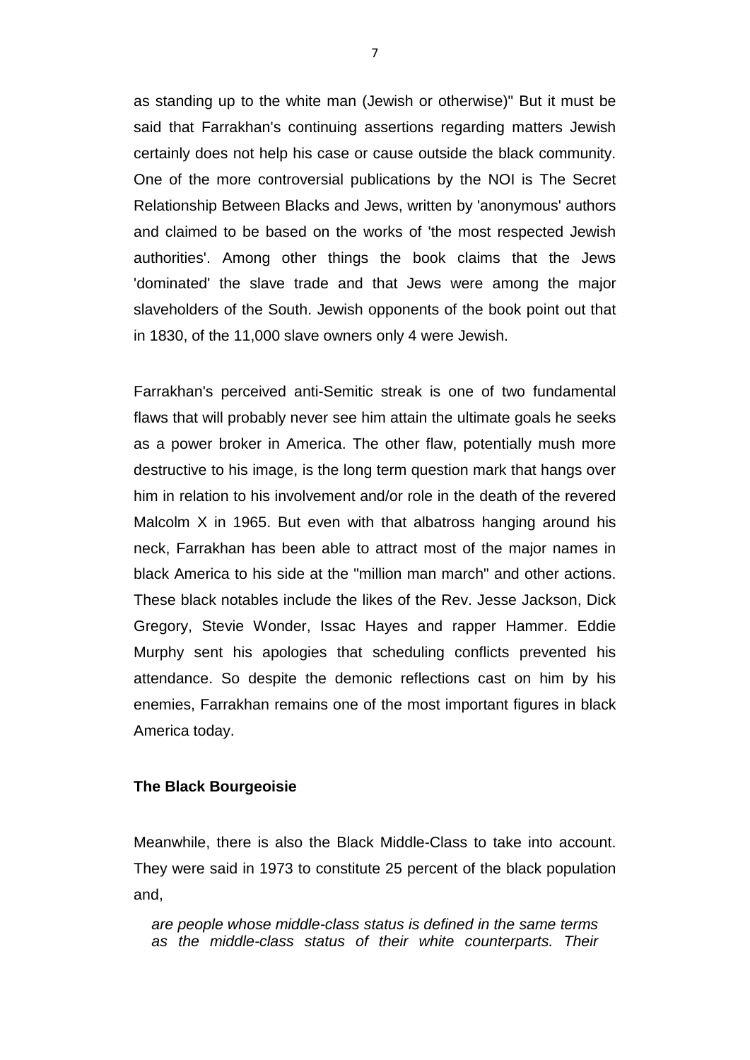as standing up to the white man (Jewish or otherwise)" But it must be said that Farrakhan's continuing assertions regarding matters Jewish certainly does not help his case or cause outside the black community. One of the more controversial publications by the NOI is The Secret Relationship Between Blacks and Jews, written by 'anonymous' authors and claimed to be based on the works of 'the most respected Jewish authorities'. Among other things the book claims that the Jews 'dominated' the slave trade and that Jews were among the major slaveholders of the South. Jewish opponents of the book point out that in 1830, of the 11,000 slave owners only 4 were Jewish.

Farrakhan's perceived anti-Semitic streak is one of two fundamental flaws that will probably never see him attain the ultimate goals he seeks as a power broker in America. The other flaw, potentially mush more destructive to his image, is the long term question mark that hangs over him in relation to his involvement and/or role in the death of the revered Malcolm X in 1965. But even with that albatross hanging around his neck, Farrakhan has been able to attract most of the major names in black America to his side at the "million man march" and other actions. These black notables include the likes of the Rev. Jesse Jackson, Dick Gregory, Stevie Wonder, Issac Hayes and rapper Hammer. Eddie Murphy sent his apologies that scheduling conflicts prevented his attendance. So despite the demonic reflections cast on him by his enemies, Farrakhan remains one of the most important figures in black America today.

**The Black Bourgeoisie**

Meanwhile, there is also the Black Middle-Class to take into account. They were said in 1973 to constitute 25 percent of the black population and,

> *are people whose middle-class status is defined in the same terms as the middle-class status of their white counterparts. Their*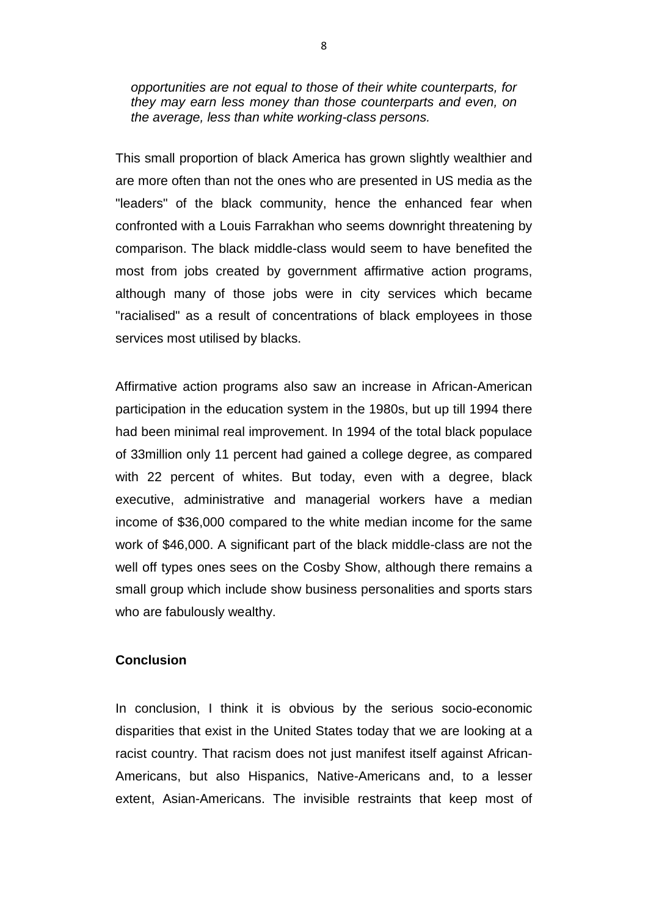*opportunities are not equal to those of their white counterparts, for they may earn less money than those counterparts and even, on the average, less than white working-class persons.*

This small proportion of black America has grown slightly wealthier and are more often than not the ones who are presented in US media as the "leaders" of the black community, hence the enhanced fear when confronted with a Louis Farrakhan who seems downright threatening by comparison. The black middle-class would seem to have benefited the most from jobs created by government affirmative action programs, although many of those jobs were in city services which became "racialised" as a result of concentrations of black employees in those services most utilised by blacks.

Affirmative action programs also saw an increase in African-American participation in the education system in the 1980s, but up till 1994 there had been minimal real improvement. In 1994 of the total black populace of 33million only 11 percent had gained a college degree, as compared with 22 percent of whites. But today, even with a degree, black executive, administrative and managerial workers have a median income of $36,000 compared to the white median income for the same work of $46,000. A significant part of the black middle-class are not the well off types ones sees on the Cosby Show, although there remains a small group which include show business personalities and sports stars who are fabulously wealthy.

**Conclusion**

In conclusion, I think it is obvious by the serious socio-economic disparities that exist in the United States today that we are looking at a racist country. That racism does not just manifest itself against African-Americans, but also Hispanics, Native-Americans and, to a lesser extent, Asian-Americans. The invisible restraints that keep most of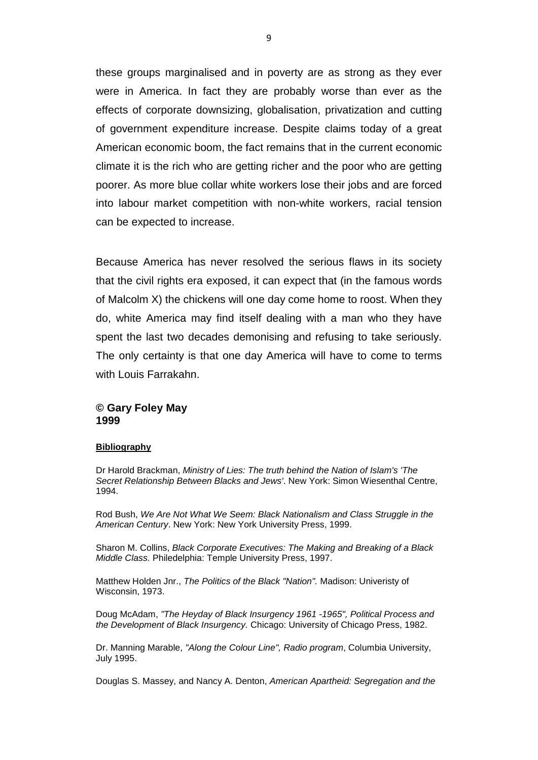these groups marginalised and in poverty are as strong as they ever were in America. In fact they are probably worse than ever as the effects of corporate downsizing, globalisation, privatization and cutting of government expenditure increase. Despite claims today of a great American economic boom, the fact remains that in the current economic climate it is the rich who are getting richer and the poor who are getting poorer. As more blue collar white workers lose their jobs and are forced into labour market competition with non-white workers, racial tension can be expected to increase.

Because America has never resolved the serious flaws in its society that the civil rights era exposed, it can expect that (in the famous words of Malcolm X) the chickens will one day come home to roost. When they do, white America may find itself dealing with a man who they have spent the last two decades demonising and refusing to take seriously. The only certainty is that one day America will have to come to terms with Louis Farrakahn.

**© Gary Foley May 1999**

**Bibliography**

Dr Harold Brackman, *Ministry of Lies: The truth behind the Nation of Islam's 'The Secret Relationship Between Blacks and Jews'*. New York: Simon Wiesenthal Centre, 1994.

Rod Bush, *We Are Not What We Seem: Black Nationalism and Class Struggle in the American Century*. New York: New York University Press, 1999.

Sharon M. Collins, *Black Corporate Executives: The Making and Breaking of a Black Middle Class.* Philedelphia: Temple University Press, 1997.

Matthew Holden Jnr., *The Politics of the Black "Nation".* Madison: Univeristy of Wisconsin, 1973.

Doug McAdam, *"The Heyday of Black Insurgency 1961 -1965", Political Process and the Development of Black Insurgency.* Chicago: University of Chicago Press, 1982.

Dr. Manning Marable, *"Along the Colour Line", Radio program*, Columbia University, July 1995.

Douglas S. Massey, and Nancy A. Denton, *American Apartheid: Segregation and the*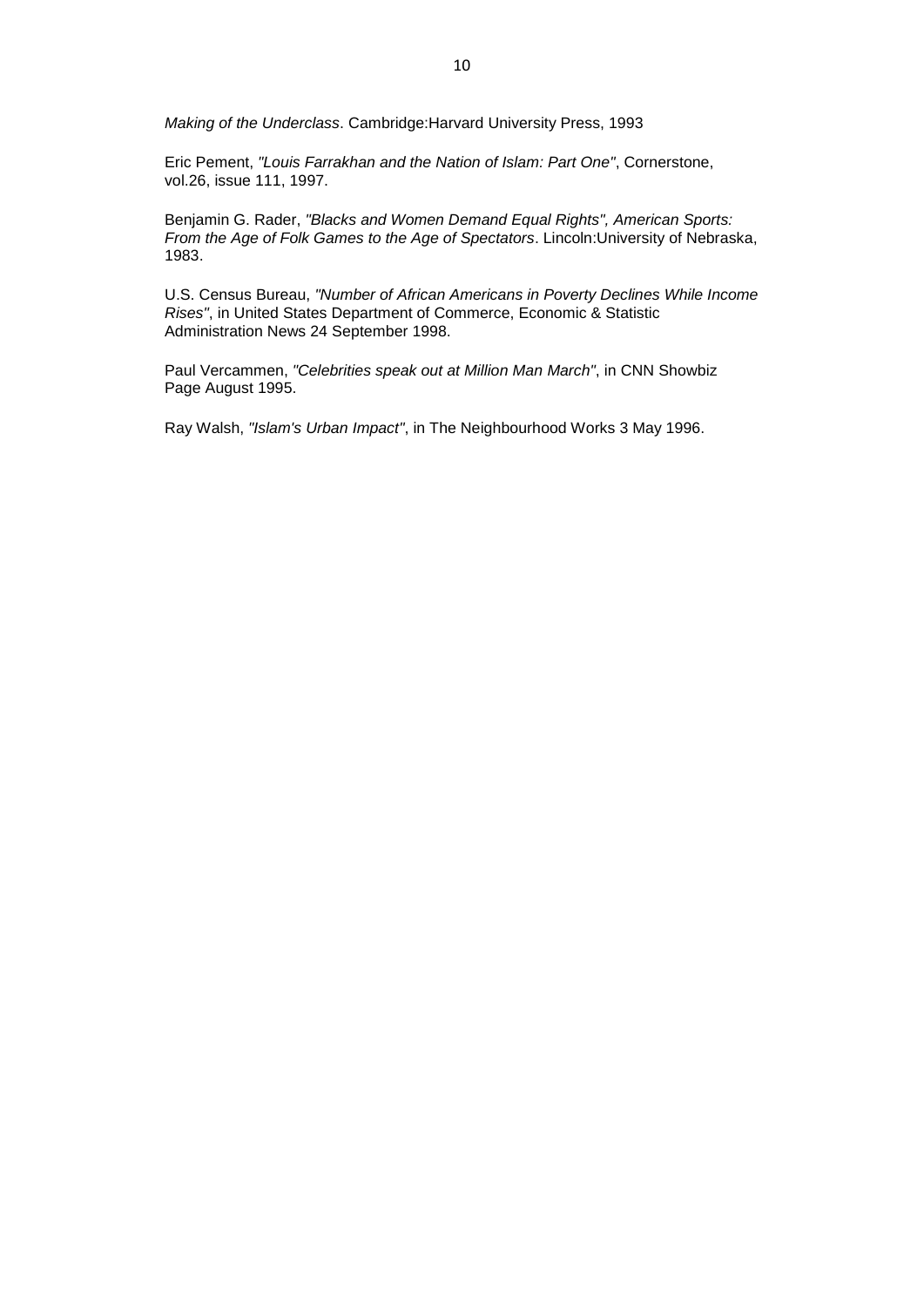*Making of the Underclass*. Cambridge:Harvard University Press, 1993

Eric Pement, *"Louis Farrakhan and the Nation of Islam: Part One"*, Cornerstone, vol.26, issue 111, 1997.

Benjamin G. Rader, *"Blacks and Women Demand Equal Rights", American Sports: From the Age of Folk Games to the Age of Spectators*. Lincoln:University of Nebraska, 1983.

U.S. Census Bureau, *"Number of African Americans in Poverty Declines While Income Rises"*, in United States Department of Commerce, Economic & Statistic Administration News 24 September 1998.

Paul Vercammen, *"Celebrities speak out at Million Man March"*, in CNN Showbiz Page August 1995.

Ray Walsh, *"Islam's Urban Impact"*, in The Neighbourhood Works 3 May 1996.